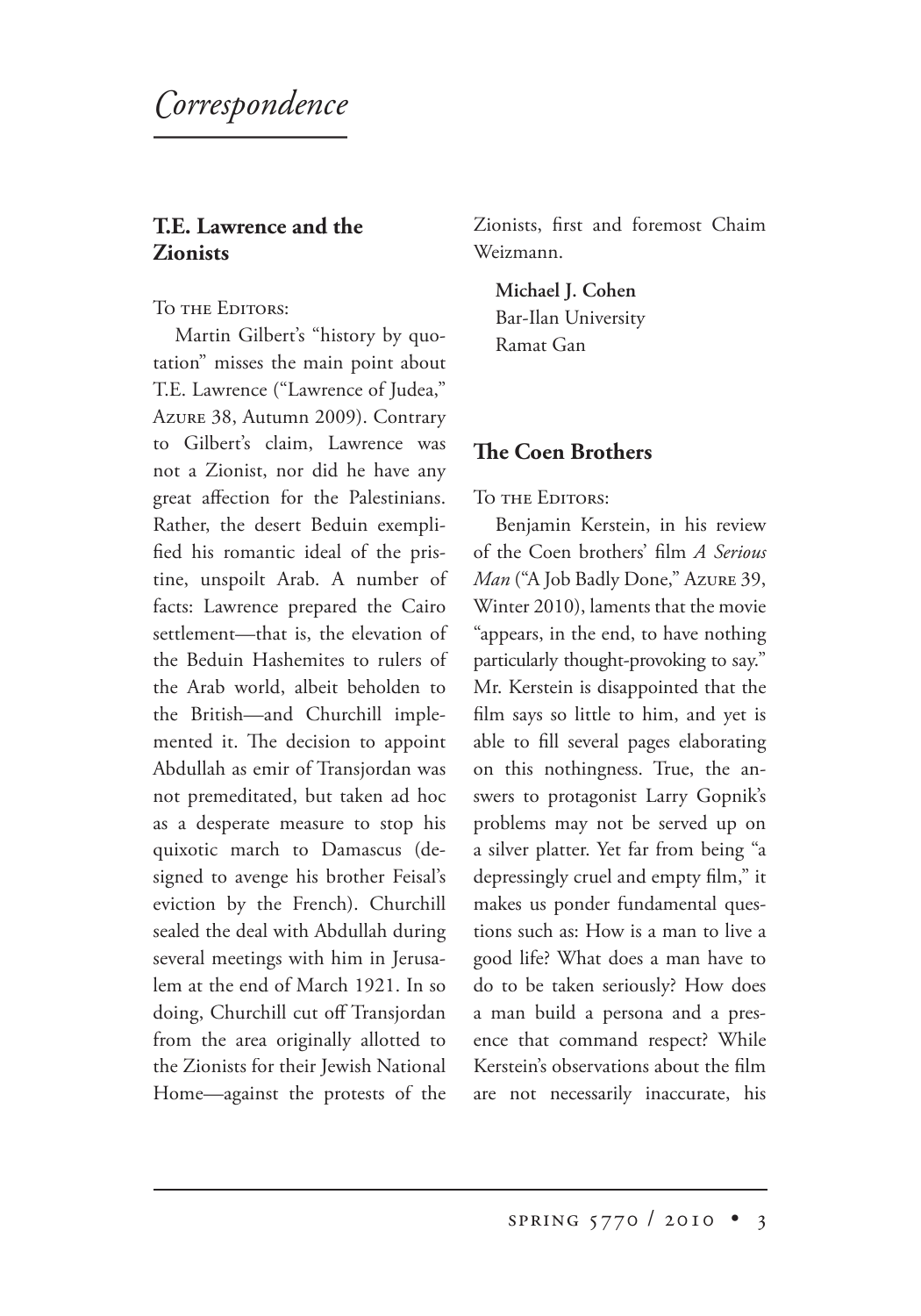# *Correspondence*

## T.E. Lawrence and the Zionists

To the Editors:

Martin Gilbert's "history by quotation" misses the main point about T.E. Lawrence ("Lawrence of Judea," Azure 38, Autumn 2009). Contrary to Gilbert's claim, Lawrence was not a Zionist, nor did he have any great affection for the Palestinians. Rather, the desert Beduin exemplified his romantic ideal of the pristine, unspoilt Arab. A number of facts: Lawrence prepared the Cairo settlement—that is, the elevation of the Beduin Hashemites to rulers of the Arab world, albeit beholden to the British—and Churchill implemented it. The decision to appoint Abdullah as emir of Transjordan was not premeditated, but taken ad hoc as a desperate measure to stop his quixotic march to Damascus (designed to avenge his brother Feisal's eviction by the French). Churchill sealed the deal with Abdullah during several meetings with him in Jerusalem at the end of March 1921. In so doing, Churchill cut off Transjordan from the area originally allotted to the Zionists for their Jewish National Home—against the protests of the Zionists, first and foremost Chaim Weizmann.

**Michael J. Cohen**
Bar-Ilan University
Ramat Gan

## The Coen Brothers

To the Editors:

Benjamin Kerstein, in his review of the Coen brothers' film *A Serious Man* ("A Job Badly Done," Azure 39, Winter 2010), laments that the movie "appears, in the end, to have nothing particularly thought-provoking to say." Mr. Kerstein is disappointed that the film says so little to him, and yet is able to fill several pages elaborating on this nothingness. True, the answers to protagonist Larry Gopnik's problems may not be served up on a silver platter. Yet far from being "a depressingly cruel and empty film," it makes us ponder fundamental questions such as: How is a man to live a good life? What does a man have to do to be taken seriously? How does a man build a persona and a presence that command respect? While Kerstein's observations about the film are not necessarily inaccurate, his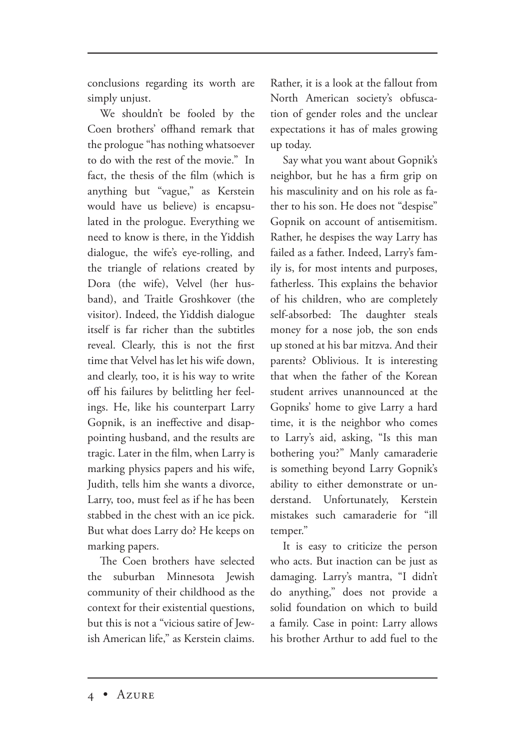conclusions regarding its worth are simply unjust.

We shouldn't be fooled by the Coen brothers' offhand remark that the prologue "has nothing whatsoever to do with the rest of the movie." In fact, the thesis of the film (which is anything but "vague," as Kerstein would have us believe) is encapsulated in the prologue. Everything we need to know is there, in the Yiddish dialogue, the wife's eye-rolling, and the triangle of relations created by Dora (the wife), Velvel (her husband), and Traitle Groshkover (the visitor). Indeed, the Yiddish dialogue itself is far richer than the subtitles reveal. Clearly, this is not the first time that Velvel has let his wife down, and clearly, too, it is his way to write off his failures by belittling her feelings. He, like his counterpart Larry Gopnik, is an ineffective and disappointing husband, and the results are tragic. Later in the film, when Larry is marking physics papers and his wife, Judith, tells him she wants a divorce, Larry, too, must feel as if he has been stabbed in the chest with an ice pick. But what does Larry do? He keeps on marking papers.

The Coen brothers have selected the suburban Minnesota Jewish community of their childhood as the context for their existential questions, but this is not a "vicious satire of Jewish American life," as Kerstein claims. Rather, it is a look at the fallout from North American society's obfuscation of gender roles and the unclear expectations it has of males growing up today.

Say what you want about Gopnik's neighbor, but he has a firm grip on his masculinity and on his role as father to his son. He does not "despise" Gopnik on account of antisemitism. Rather, he despises the way Larry has failed as a father. Indeed, Larry's family is, for most intents and purposes, fatherless. This explains the behavior of his children, who are completely self-absorbed: The daughter steals money for a nose job, the son ends up stoned at his bar mitzva. And their parents? Oblivious. It is interesting that when the father of the Korean student arrives unannounced at the Gopniks' home to give Larry a hard time, it is the neighbor who comes to Larry's aid, asking, "Is this man bothering you?" Manly camaraderie is something beyond Larry Gopnik's ability to either demonstrate or understand. Unfortunately, Kerstein mistakes such camaraderie for "ill temper."

It is easy to criticize the person who acts. But inaction can be just as damaging. Larry's mantra, "I didn't do anything," does not provide a solid foundation on which to build a family. Case in point: Larry allows his brother Arthur to add fuel to the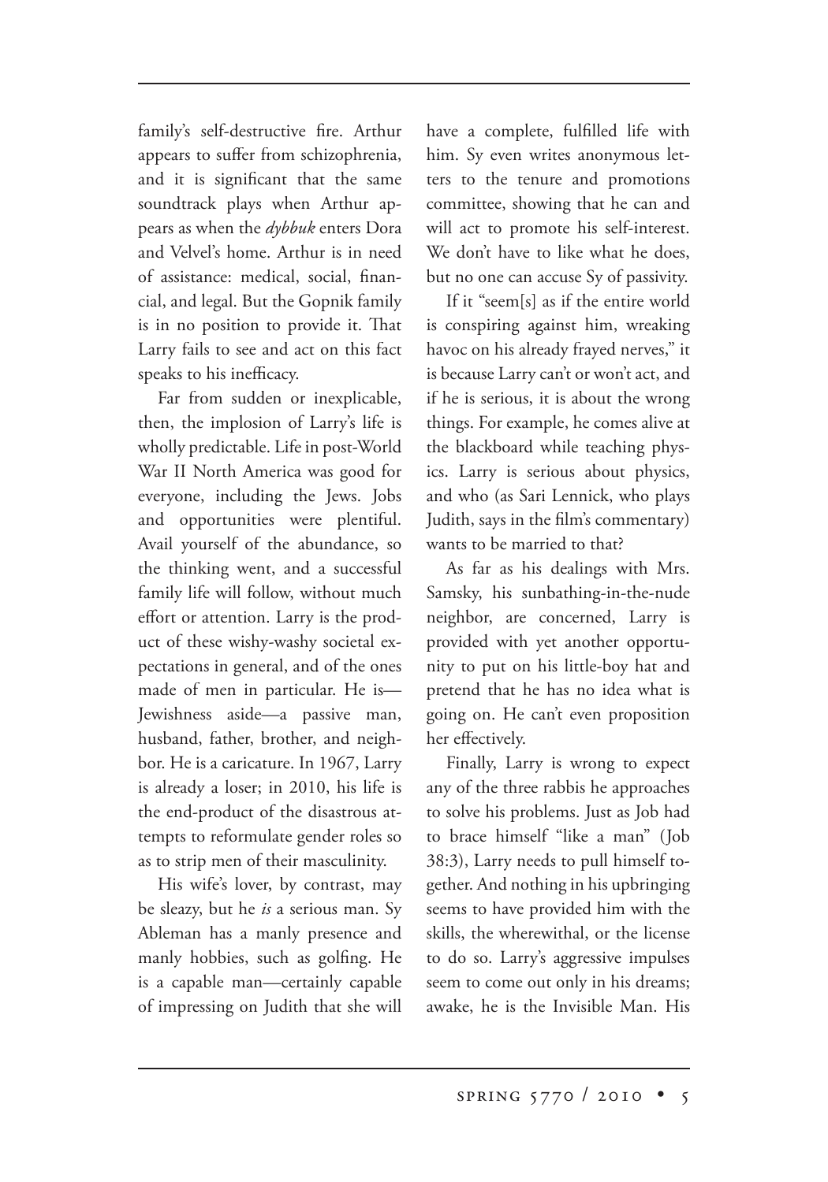family's self-destructive fire. Arthur appears to suffer from schizophrenia, and it is significant that the same soundtrack plays when Arthur appears as when the *dybbuk* enters Dora and Velvel's home. Arthur is in need of assistance: medical, social, financial, and legal. But the Gopnik family is in no position to provide it. That Larry fails to see and act on this fact speaks to his inefficacy.

Far from sudden or inexplicable, then, the implosion of Larry's life is wholly predictable. Life in post-World War II North America was good for everyone, including the Jews. Jobs and opportunities were plentiful. Avail yourself of the abundance, so the thinking went, and a successful family life will follow, without much effort or attention. Larry is the product of these wishy-washy societal expectations in general, and of the ones made of men in particular. He is—Jewishness aside—a passive man, husband, father, brother, and neighbor. He is a caricature. In 1967, Larry is already a loser; in 2010, his life is the end-product of the disastrous attempts to reformulate gender roles so as to strip men of their masculinity.

His wife's lover, by contrast, may be sleazy, but he *is* a serious man. Sy Ableman has a manly presence and manly hobbies, such as golfing. He is a capable man—certainly capable of impressing on Judith that she will have a complete, fulfilled life with him. Sy even writes anonymous letters to the tenure and promotions committee, showing that he can and will act to promote his self-interest. We don't have to like what he does, but no one can accuse Sy of passivity.

If it "seem[s] as if the entire world is conspiring against him, wreaking havoc on his already frayed nerves," it is because Larry can't or won't act, and if he is serious, it is about the wrong things. For example, he comes alive at the blackboard while teaching physics. Larry is serious about physics, and who (as Sari Lennick, who plays Judith, says in the film's commentary) wants to be married to that?

As far as his dealings with Mrs. Samsky, his sunbathing-in-the-nude neighbor, are concerned, Larry is provided with yet another opportunity to put on his little-boy hat and pretend that he has no idea what is going on. He can't even proposition her effectively.

Finally, Larry is wrong to expect any of the three rabbis he approaches to solve his problems. Just as Job had to brace himself "like a man" (Job 38:3), Larry needs to pull himself together. And nothing in his upbringing seems to have provided him with the skills, the wherewithal, or the license to do so. Larry's aggressive impulses seem to come out only in his dreams; awake, he is the Invisible Man. His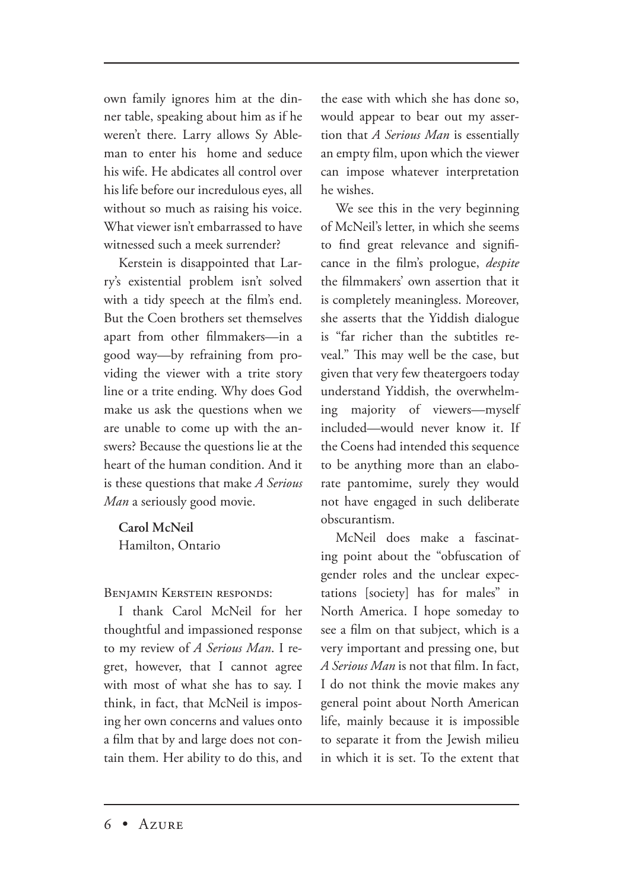own family ignores him at the dinner table, speaking about him as if he weren't there. Larry allows Sy Ableman to enter his home and seduce his wife. He abdicates all control over his life before our incredulous eyes, all without so much as raising his voice. What viewer isn't embarrassed to have witnessed such a meek surrender?

Kerstein is disappointed that Larry's existential problem isn't solved with a tidy speech at the film's end. But the Coen brothers set themselves apart from other filmmakers—in a good way—by refraining from providing the viewer with a trite story line or a trite ending. Why does God make us ask the questions when we are unable to come up with the answers? Because the questions lie at the heart of the human condition. And it is these questions that make *A Serious Man* a seriously good movie.

**Carol McNeil**
Hamilton, Ontario

Benjamin Kerstein responds:

I thank Carol McNeil for her thoughtful and impassioned response to my review of *A Serious Man*. I regret, however, that I cannot agree with most of what she has to say. I think, in fact, that McNeil is imposing her own concerns and values onto a film that by and large does not contain them. Her ability to do this, and the ease with which she has done so, would appear to bear out my assertion that *A Serious Man* is essentially an empty film, upon which the viewer can impose whatever interpretation he wishes.

We see this in the very beginning of McNeil's letter, in which she seems to find great relevance and significance in the film's prologue, *despite* the filmmakers' own assertion that it is completely meaningless. Moreover, she asserts that the Yiddish dialogue is "far richer than the subtitles reveal." This may well be the case, but given that very few theatergoers today understand Yiddish, the overwhelming majority of viewers—myself included—would never know it. If the Coens had intended this sequence to be anything more than an elaborate pantomime, surely they would not have engaged in such deliberate obscurantism.

McNeil does make a fascinating point about the "obfuscation of gender roles and the unclear expectations [society] has for males" in North America. I hope someday to see a film on that subject, which is a very important and pressing one, but *A Serious Man* is not that film. In fact, I do not think the movie makes any general point about North American life, mainly because it is impossible to separate it from the Jewish milieu in which it is set. To the extent that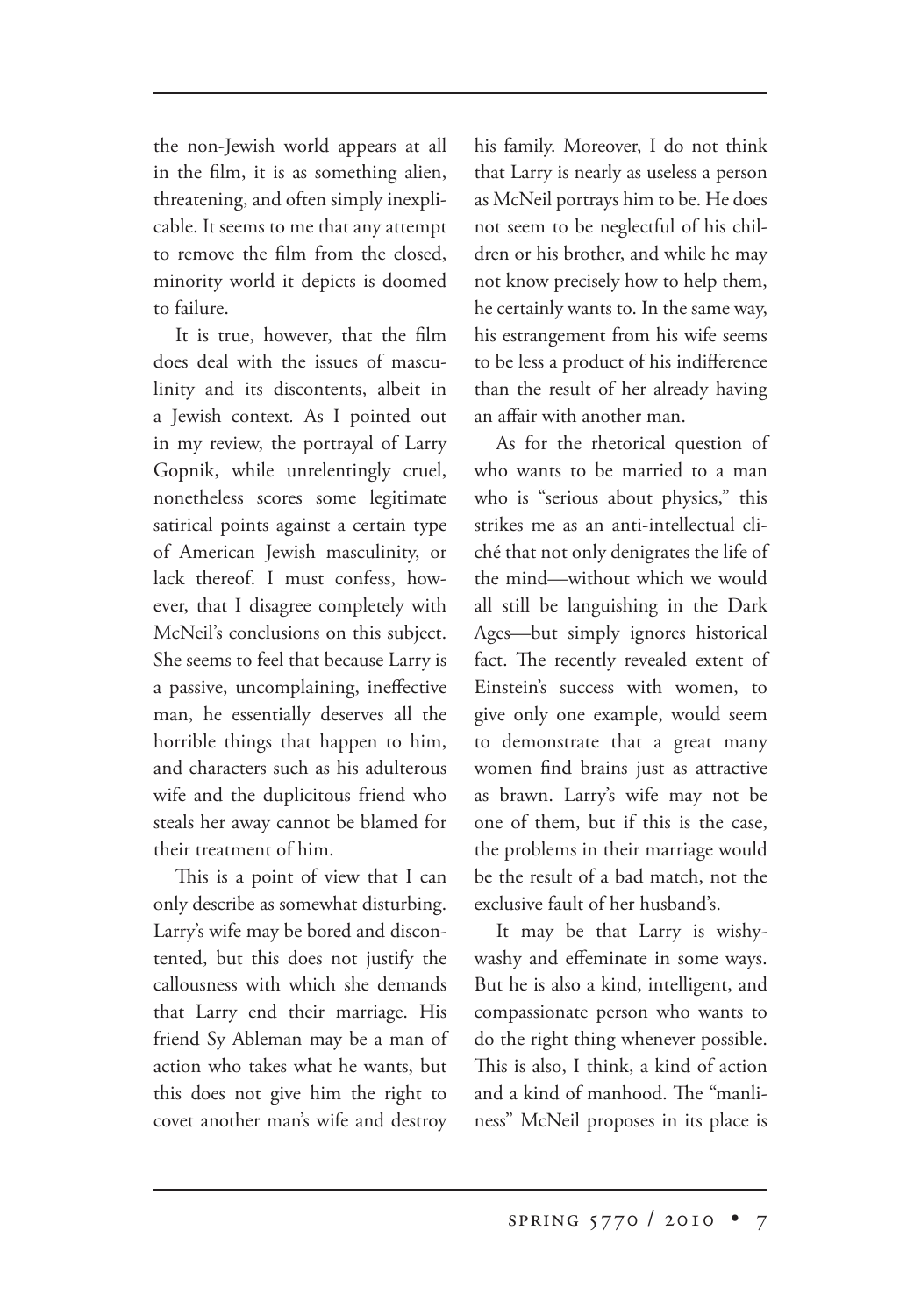the non-Jewish world appears at all in the film, it is as something alien, threatening, and often simply inexplicable. It seems to me that any attempt to remove the film from the closed, minority world it depicts is doomed to failure.

It is true, however, that the film does deal with the issues of masculinity and its discontents, albeit in a Jewish context. As I pointed out in my review, the portrayal of Larry Gopnik, while unrelentingly cruel, nonetheless scores some legitimate satirical points against a certain type of American Jewish masculinity, or lack thereof. I must confess, however, that I disagree completely with McNeil's conclusions on this subject. She seems to feel that because Larry is a passive, uncomplaining, ineffective man, he essentially deserves all the horrible things that happen to him, and characters such as his adulterous wife and the duplicitous friend who steals her away cannot be blamed for their treatment of him.

This is a point of view that I can only describe as somewhat disturbing. Larry's wife may be bored and discontented, but this does not justify the callousness with which she demands that Larry end their marriage. His friend Sy Ableman may be a man of action who takes what he wants, but this does not give him the right to covet another man's wife and destroy his family. Moreover, I do not think that Larry is nearly as useless a person as McNeil portrays him to be. He does not seem to be neglectful of his children or his brother, and while he may not know precisely how to help them, he certainly wants to. In the same way, his estrangement from his wife seems to be less a product of his indifference than the result of her already having an affair with another man.

As for the rhetorical question of who wants to be married to a man who is "serious about physics," this strikes me as an anti-intellectual cliché that not only denigrates the life of the mind—without which we would all still be languishing in the Dark Ages—but simply ignores historical fact. The recently revealed extent of Einstein's success with women, to give only one example, would seem to demonstrate that a great many women find brains just as attractive as brawn. Larry's wife may not be one of them, but if this is the case, the problems in their marriage would be the result of a bad match, not the exclusive fault of her husband's.

It may be that Larry is wishy-washy and effeminate in some ways. But he is also a kind, intelligent, and compassionate person who wants to do the right thing whenever possible. This is also, I think, a kind of action and a kind of manhood. The "manliness" McNeil proposes in its place is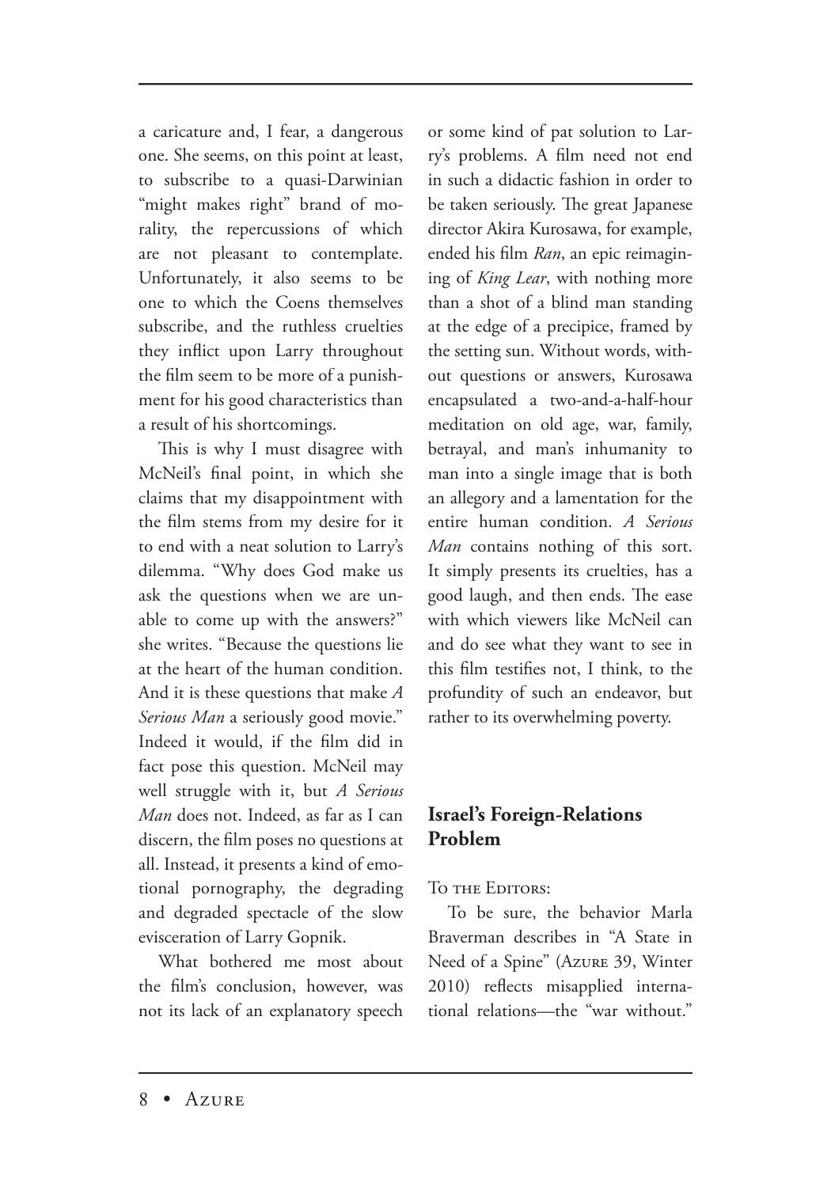a caricature and, I fear, a dangerous one. She seems, on this point at least, to subscribe to a quasi-Darwinian "might makes right" brand of morality, the repercussions of which are not pleasant to contemplate. Unfortunately, it also seems to be one to which the Coens themselves subscribe, and the ruthless cruelties they inflict upon Larry throughout the film seem to be more of a punishment for his good characteristics than a result of his shortcomings.

This is why I must disagree with McNeil's final point, in which she claims that my disappointment with the film stems from my desire for it to end with a neat solution to Larry's dilemma. "Why does God make us ask the questions when we are unable to come up with the answers?" she writes. "Because the questions lie at the heart of the human condition. And it is these questions that make *A Serious Man* a seriously good movie." Indeed it would, if the film did in fact pose this question. McNeil may well struggle with it, but *A Serious Man* does not. Indeed, as far as I can discern, the film poses no questions at all. Instead, it presents a kind of emotional pornography, the degrading and degraded spectacle of the slow evisceration of Larry Gopnik.

What bothered me most about the film's conclusion, however, was not its lack of an explanatory speech or some kind of pat solution to Larry's problems. A film need not end in such a didactic fashion in order to be taken seriously. The great Japanese director Akira Kurosawa, for example, ended his film *Ran*, an epic reimagining of *King Lear*, with nothing more than a shot of a blind man standing at the edge of a precipice, framed by the setting sun. Without words, without questions or answers, Kurosawa encapsulated a two-and-a-half-hour meditation on old age, war, family, betrayal, and man's inhumanity to man into a single image that is both an allegory and a lamentation for the entire human condition. *A Serious Man* contains nothing of this sort. It simply presents its cruelties, has a good laugh, and then ends. The ease with which viewers like McNeil can and do see what they want to see in this film testifies not, I think, to the profundity of such an endeavor, but rather to its overwhelming poverty.

## Israel's Foreign-Relations Problem

To the Editors:

To be sure, the behavior Marla Braverman describes in "A State in Need of a Spine" (Azure 39, Winter 2010) reflects misapplied international relations—the "war without."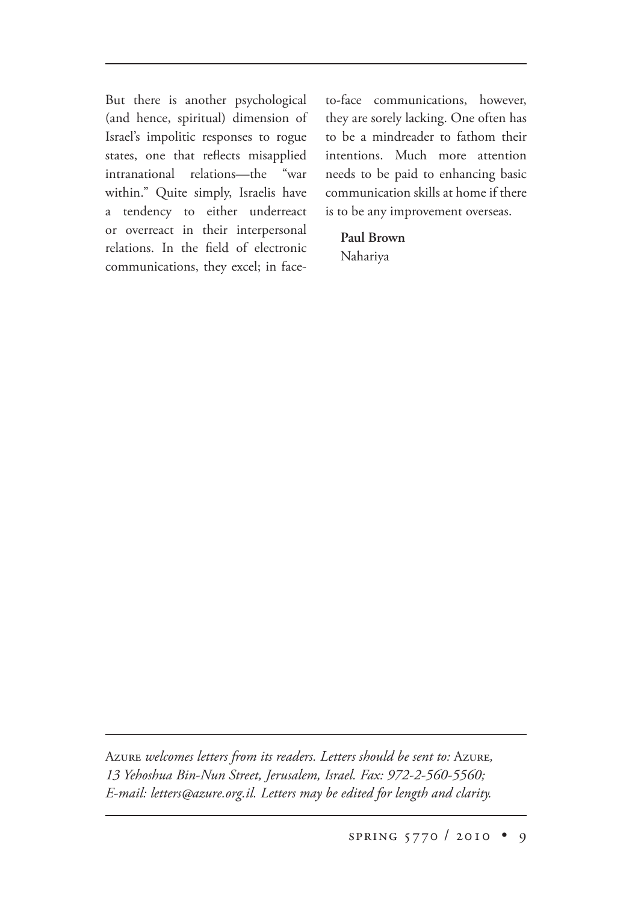But there is another psychological (and hence, spiritual) dimension of Israel's impolitic responses to rogue states, one that reflects misapplied intranational relations—the "war within." Quite simply, Israelis have a tendency to either underreact or overreact in their interpersonal relations. In the field of electronic communications, they excel; in face-to-face communications, however, they are sorely lacking. One often has to be a mindreader to fathom their intentions. Much more attention needs to be paid to enhancing basic communication skills at home if there is to be any improvement overseas.

**Paul Brown**
Nahariya

---

Azure *welcomes letters from its readers. Letters should be sent to:* Azure*, 13 Yehoshua Bin-Nun Street, Jerusalem, Israel. Fax: 972-2-560-5560; E-mail: letters@azure.org.il. Letters may be edited for length and clarity.*